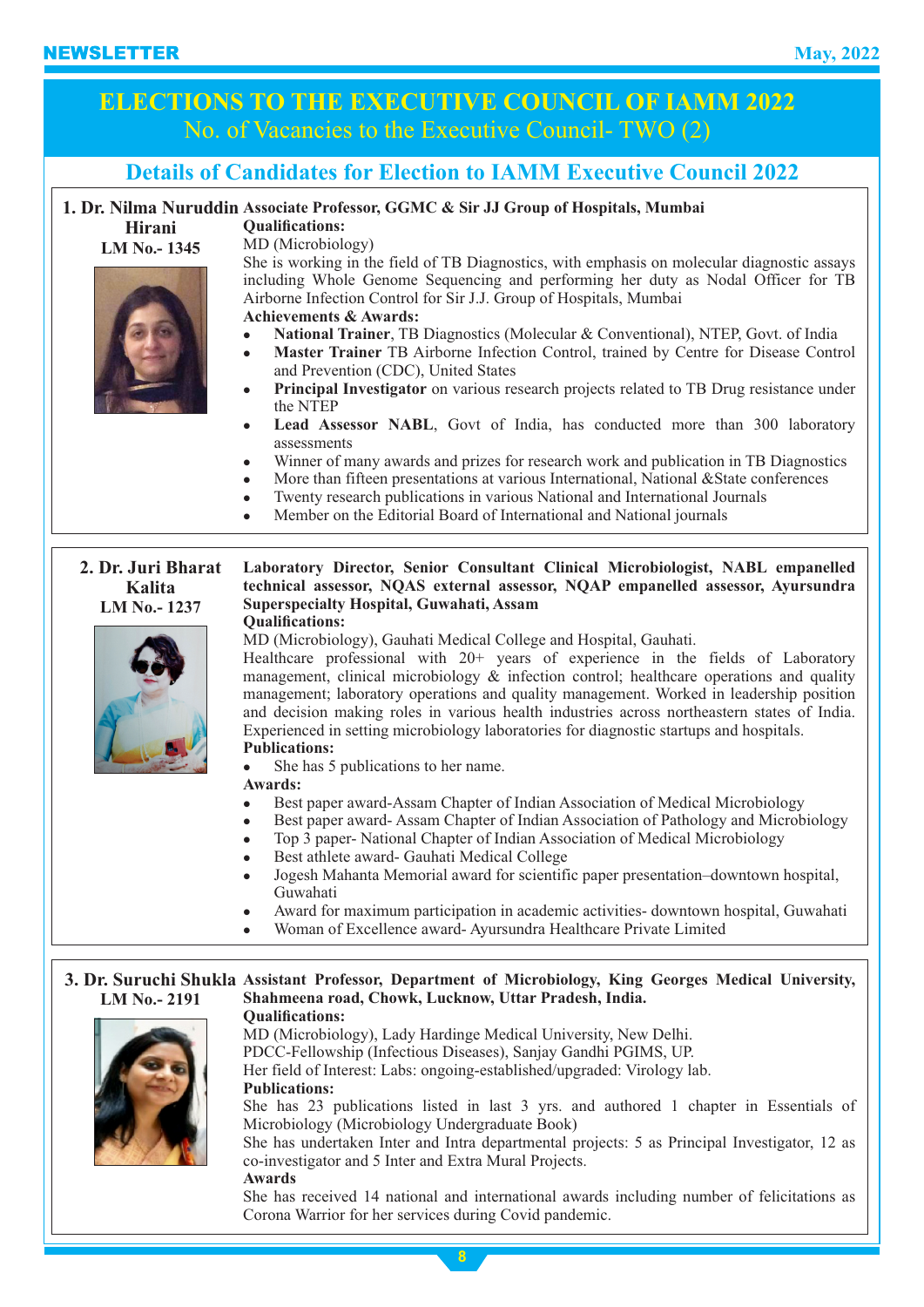# ELECTIONS TO THE EXECUTIVE COUNCIL OF IAMM 2022

No. of Vacancies to the Executive Council- TWO (2)

## Details of Candidates for Election to IAMM Executive Council 2022

### 1. Dr. Nilma Nuruddin Hirani

**LM No.- 1345**

**Associate Professor, GGMC & Sir JJ Group of Hospitals, Mumbai**

**Qualifications:**

MD (Microbiology)

She is working in the field of TB Diagnostics, with emphasis on molecular diagnostic assays including Whole Genome Sequencing and performing her duty as Nodal Officer for TB Airborne Infection Control for Sir J.J. Group of Hospitals, Mumbai

**Achievements & Awards:**

- **National Trainer**, TB Diagnostics (Molecular & Conventional), NTEP, Govt. of India
- **Master Trainer** TB Airborne Infection Control, trained by Centre for Disease Control and Prevention (CDC), United States
- **Principal Investigator** on various research projects related to TB Drug resistance under the NTEP
- **Lead Assessor NABL**, Govt of India, has conducted more than 300 laboratory assessments
- Winner of many awards and prizes for research work and publication in TB Diagnostics
- More than fifteen presentations at various International, National &State conferences
- Twenty research publications in various National and International Journals
- Member on the Editorial Board of International and National journals

### 2. Dr. Juri Bharat Kalita

**LM No.- 1237**

**Laboratory Director, Senior Consultant Clinical Microbiologist, NABL empanelled technical assessor, NQAS external assessor, NQAP empanelled assessor, Ayursundra Superspecialty Hospital, Guwahati, Assam**

**Qualifications:**

MD (Microbiology), Gauhati Medical College and Hospital, Gauhati.

Healthcare professional with 20+ years of experience in the fields of Laboratory management, clinical microbiology & infection control; healthcare operations and quality management; laboratory operations and quality management. Worked in leadership position and decision making roles in various health industries across northeastern states of India. Experienced in setting microbiology laboratories for diagnostic startups and hospitals.

**Publications:**

- She has 5 publications to her name.

**Awards:**

- Best paper award-Assam Chapter of Indian Association of Medical Microbiology
- Best paper award- Assam Chapter of Indian Association of Pathology and Microbiology
- Top 3 paper- National Chapter of Indian Association of Medical Microbiology
- Best athlete award- Gauhati Medical College
- Jogesh Mahanta Memorial award for scientific paper presentation–downtown hospital, Guwahati
- Award for maximum participation in academic activities- downtown hospital, Guwahati
- Woman of Excellence award- Ayursundra Healthcare Private Limited

### 3. Dr. Suruchi Shukla

**LM No.- 2191**

**Assistant Professor, Department of Microbiology, King Georges Medical University, Shahmeena road, Chowk, Lucknow, Uttar Pradesh, India.**

**Qualifications:**

MD (Microbiology), Lady Hardinge Medical University, New Delhi.

PDCC-Fellowship (Infectious Diseases), Sanjay Gandhi PGIMS, UP.

Her field of Interest: Labs: ongoing-established/upgraded: Virology lab.

**Publications:**

She has 23 publications listed in last 3 yrs. and authored 1 chapter in Essentials of Microbiology (Microbiology Undergraduate Book)

She has undertaken Inter and Intra departmental projects: 5 as Principal Investigator, 12 as co-investigator and 5 Inter and Extra Mural Projects.

**Awards**

She has received 14 national and international awards including number of felicitations as Corona Warrior for her services during Covid pandemic.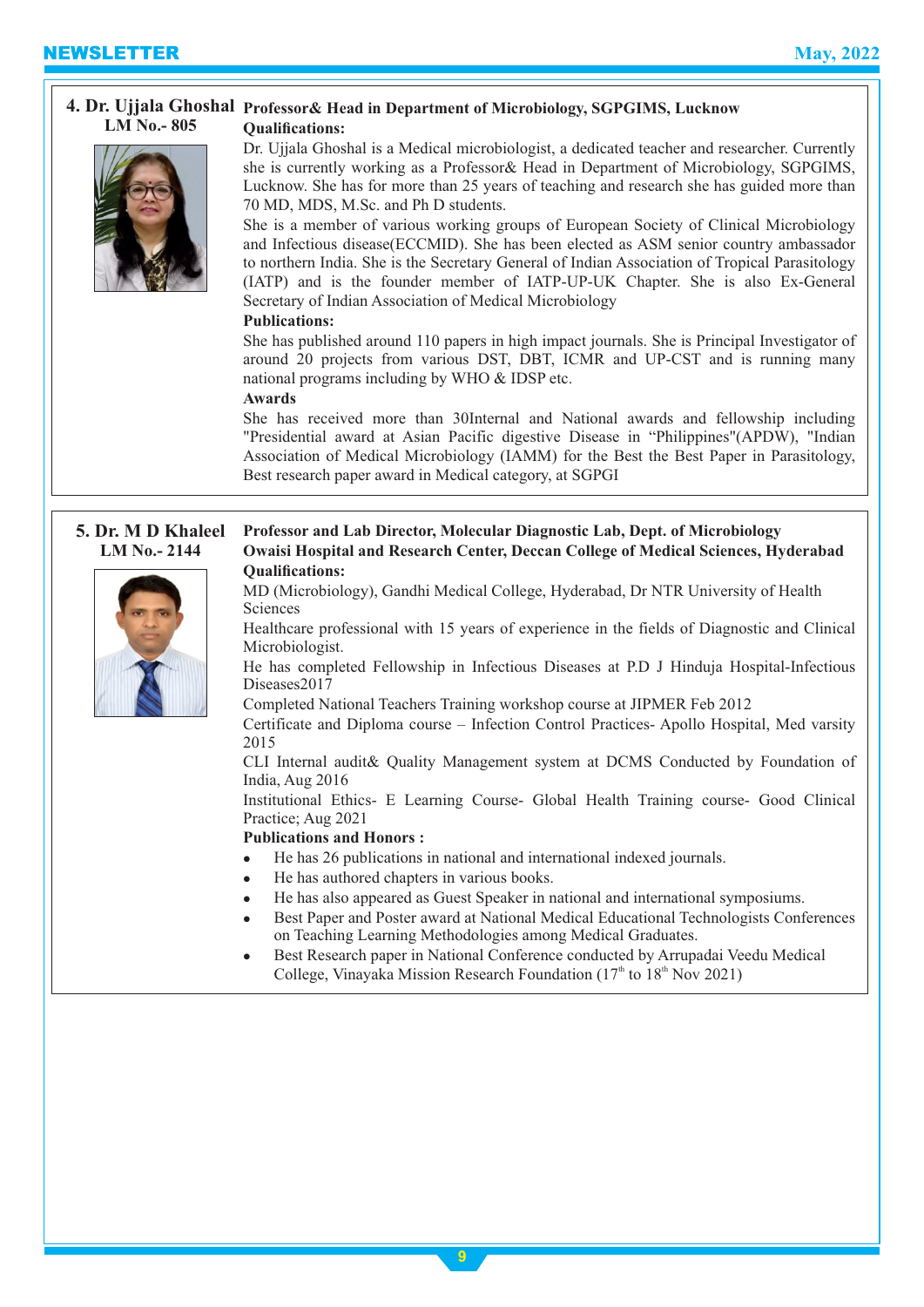## 4. Dr. Ujjala Ghoshal

**LM No.- 805**

**Professor& Head in Department of Microbiology, SGPGIMS, Lucknow**

**Qualifications:**

Dr. Ujjala Ghoshal is a Medical microbiologist, a dedicated teacher and researcher. Currently she is currently working as a Professor& Head in Department of Microbiology, SGPGIMS, Lucknow. She has for more than 25 years of teaching and research she has guided more than 70 MD, MDS, M.Sc. and Ph D students.

She is a member of various working groups of European Society of Clinical Microbiology and Infectious disease(ECCMID). She has been elected as ASM senior country ambassador to northern India. She is the Secretary General of Indian Association of Tropical Parasitology (IATP) and is the founder member of IATP-UP-UK Chapter. She is also Ex-General Secretary of Indian Association of Medical Microbiology

**Publications:**

She has published around 110 papers in high impact journals. She is Principal Investigator of around 20 projects from various DST, DBT, ICMR and UP-CST and is running many national programs including by WHO & IDSP etc.

**Awards**

She has received more than 30Internal and National awards and fellowship including "Presidential award at Asian Pacific digestive Disease in "Philippines"(APDW), "Indian Association of Medical Microbiology (IAMM) for the Best the Best Paper in Parasitology, Best research paper award in Medical category, at SGPGI

## 5. Dr. M D Khaleel

**LM No.- 2144**

**Professor and Lab Director, Molecular Diagnostic Lab, Dept. of Microbiology**
**Owaisi Hospital and Research Center, Deccan College of Medical Sciences, Hyderabad**

**Qualifications:**

MD (Microbiology), Gandhi Medical College, Hyderabad, Dr NTR University of Health Sciences

Healthcare professional with 15 years of experience in the fields of Diagnostic and Clinical Microbiologist.

He has completed Fellowship in Infectious Diseases at P.D J Hinduja Hospital-Infectious Diseases2017

Completed National Teachers Training workshop course at JIPMER Feb 2012

Certificate and Diploma course – Infection Control Practices- Apollo Hospital, Med varsity 2015

CLI Internal audit& Quality Management system at DCMS Conducted by Foundation of India, Aug 2016

Institutional Ethics- E Learning Course- Global Health Training course- Good Clinical Practice; Aug 2021

**Publications and Honors :**

- He has 26 publications in national and international indexed journals.
- He has authored chapters in various books.
- He has also appeared as Guest Speaker in national and international symposiums.
- Best Paper and Poster award at National Medical Educational Technologists Conferences on Teaching Learning Methodologies among Medical Graduates.
- Best Research paper in National Conference conducted by Arrupadai Veedu Medical College, Vinayaka Mission Research Foundation (17th to 18th Nov 2021)